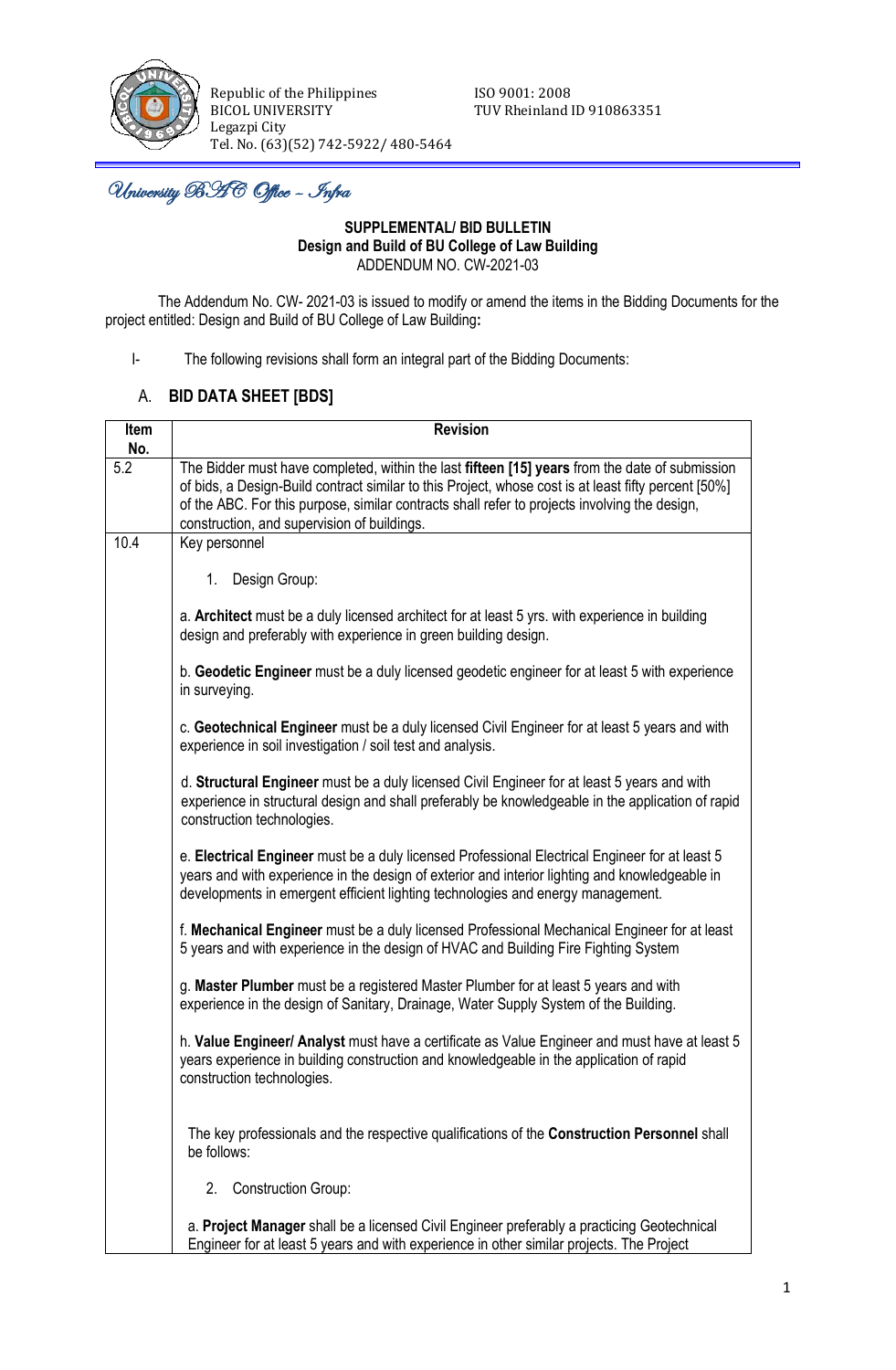Republic of the Philippines
BICOL UNIVERSITY
Legazpi City
Tel. No. (63)(52) 742-5922/ 480-5464

ISO 9001: 2008
TUV Rheinland ID 910863351

*University BAC Office – Infra*

**SUPPLEMENTAL/ BID BULLETIN**
**Design and Build of BU College of Law Building**
ADDENDUM NO. CW-2021-03

The Addendum No. CW- 2021-03 is issued to modify or amend the items in the Bidding Documents for the project entitled: Design and Build of BU College of Law Building**:**

I- The following revisions shall form an integral part of the Bidding Documents:

## A. BID DATA SHEET [BDS]

| Item No. | Revision |
|---|---|
| 5.2 | The Bidder must have completed, within the last **fifteen [15] years** from the date of submission of bids, a Design-Build contract similar to this Project, whose cost is at least fifty percent [50%] of the ABC. For this purpose, similar contracts shall refer to projects involving the design, construction, and supervision of buildings. |
| 10.4 | Key personnel<br><br>1. Design Group:<br><br>a. **Architect** must be a duly licensed architect for at least 5 yrs. with experience in building design and preferably with experience in green building design.<br><br>b. **Geodetic Engineer** must be a duly licensed geodetic engineer for at least 5 with experience in surveying.<br><br>c. **Geotechnical Engineer** must be a duly licensed Civil Engineer for at least 5 years and with experience in soil investigation / soil test and analysis.<br><br>d. **Structural Engineer** must be a duly licensed Civil Engineer for at least 5 years and with experience in structural design and shall preferably be knowledgeable in the application of rapid construction technologies.<br><br>e. **Electrical Engineer** must be a duly licensed Professional Electrical Engineer for at least 5 years and with experience in the design of exterior and interior lighting and knowledgeable in developments in emergent efficient lighting technologies and energy management.<br><br>f. **Mechanical Engineer** must be a duly licensed Professional Mechanical Engineer for at least 5 years and with experience in the design of HVAC and Building Fire Fighting System<br><br>g. **Master Plumber** must be a registered Master Plumber for at least 5 years and with experience in the design of Sanitary, Drainage, Water Supply System of the Building.<br><br>h. **Value Engineer/ Analyst** must have a certificate as Value Engineer and must have at least 5 years experience in building construction and knowledgeable in the application of rapid construction technologies.<br><br>The key professionals and the respective qualifications of the **Construction Personnel** shall be follows:<br><br>2. Construction Group:<br><br>a. **Project Manager** shall be a licensed Civil Engineer preferably a practicing Geotechnical Engineer for at least 5 years and with experience in other similar projects. The Project |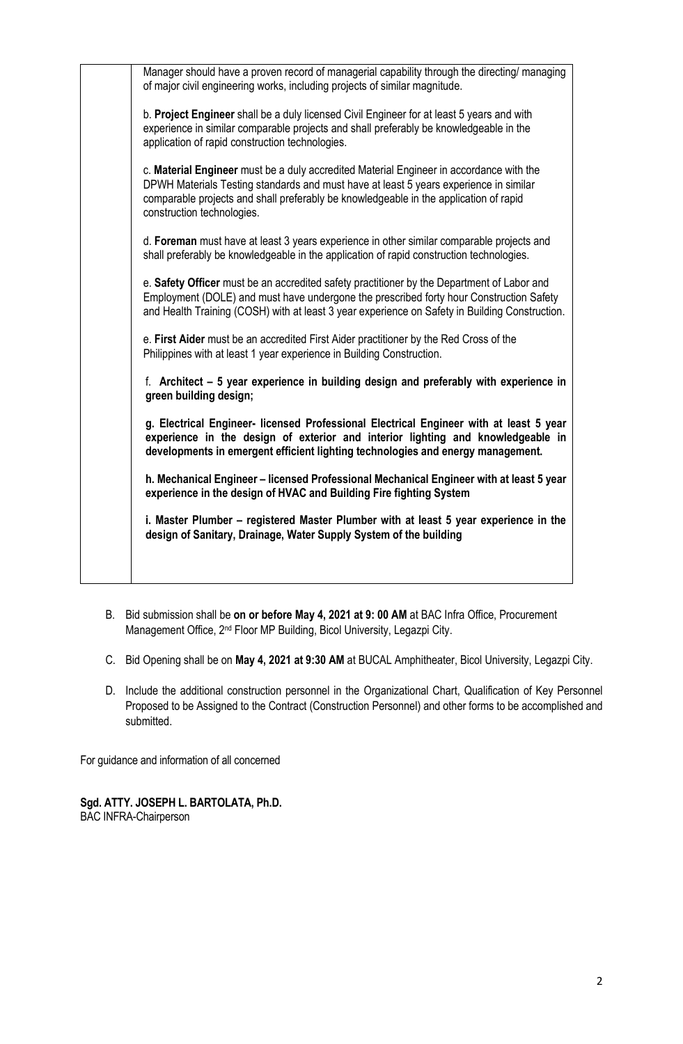| | |
|---|---|
| | Manager should have a proven record of managerial capability through the directing/ managing of major civil engineering works, including projects of similar magnitude.<br><br>b. **Project Engineer** shall be a duly licensed Civil Engineer for at least 5 years and with experience in similar comparable projects and shall preferably be knowledgeable in the application of rapid construction technologies.<br><br>c. **Material Engineer** must be a duly accredited Material Engineer in accordance with the DPWH Materials Testing standards and must have at least 5 years experience in similar comparable projects and shall preferably be knowledgeable in the application of rapid construction technologies.<br><br>d. **Foreman** must have at least 3 years experience in other similar comparable projects and shall preferably be knowledgeable in the application of rapid construction technologies.<br><br>e. **Safety Officer** must be an accredited safety practitioner by the Department of Labor and Employment (DOLE) and must have undergone the prescribed forty hour Construction Safety and Health Training (COSH) with at least 3 year experience on Safety in Building Construction.<br><br>e. **First Aider** must be an accredited First Aider practitioner by the Red Cross of the Philippines with at least 1 year experience in Building Construction.<br><br>f. **Architect – 5 year experience in building design and preferably with experience in green building design;**<br><br>**g. Electrical Engineer- licensed Professional Electrical Engineer with at least 5 year experience in the design of exterior and interior lighting and knowledgeable in developments in emergent efficient lighting technologies and energy management.**<br><br>**h. Mechanical Engineer – licensed Professional Mechanical Engineer with at least 5 year experience in the design of HVAC and Building Fire fighting System**<br><br>**i. Master Plumber – registered Master Plumber with at least 5 year experience in the design of Sanitary, Drainage, Water Supply System of the building** |

B. Bid submission shall be **on or before May 4, 2021 at 9: 00 AM** at BAC Infra Office, Procurement Management Office, 2nd Floor MP Building, Bicol University, Legazpi City.

C. Bid Opening shall be on **May 4, 2021 at 9:30 AM** at BUCAL Amphitheater, Bicol University, Legazpi City.

D. Include the additional construction personnel in the Organizational Chart, Qualification of Key Personnel Proposed to be Assigned to the Contract (Construction Personnel) and other forms to be accomplished and submitted.

For guidance and information of all concerned

**Sgd. ATTY. JOSEPH L. BARTOLATA, Ph.D.**
BAC INFRA-Chairperson